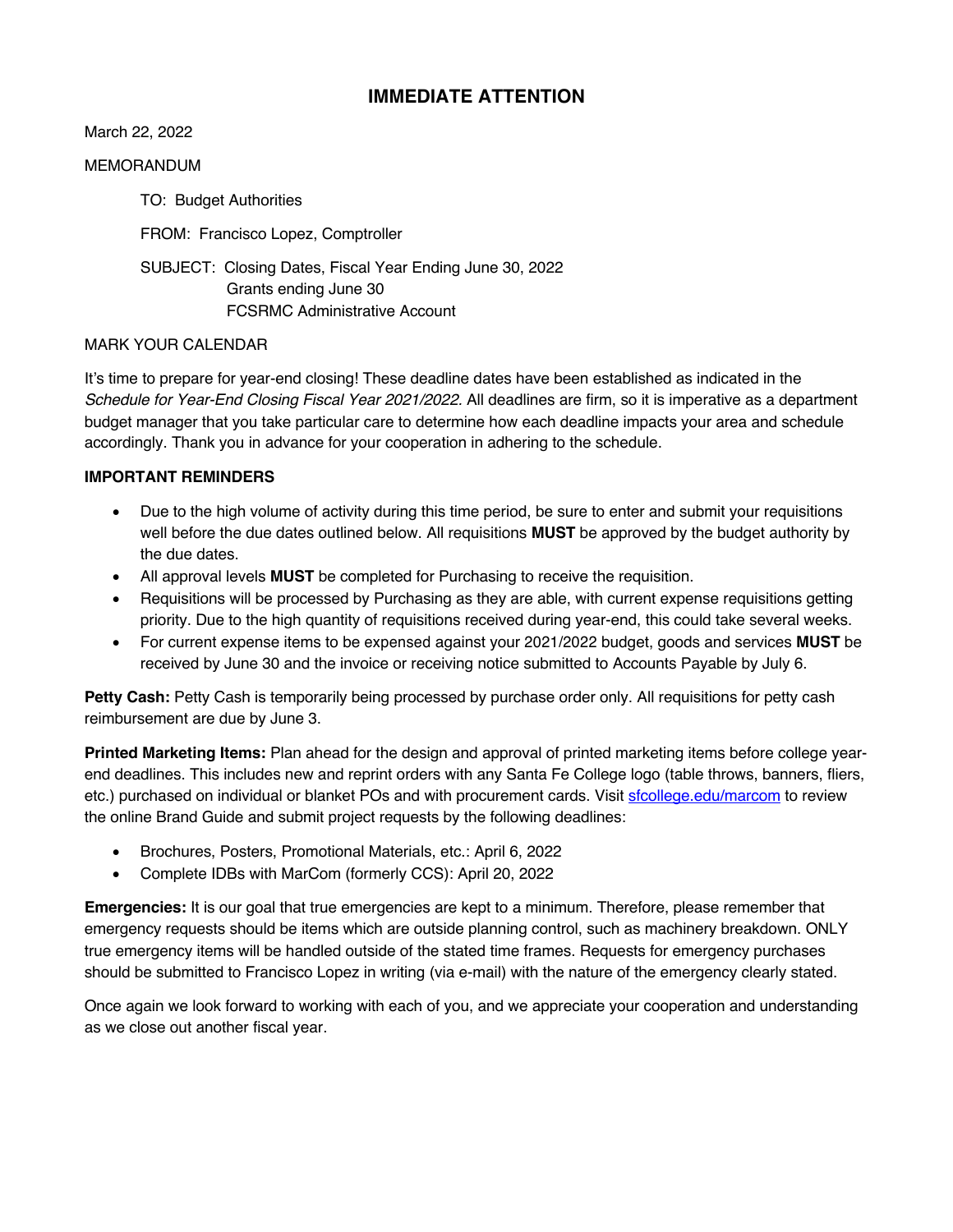# IMMEDIATE ATTENTION

March 22, 2022

MEMORANDUM

TO: Budget Authorities

FROM: Francisco Lopez, Comptroller

SUBJECT: Closing Dates, Fiscal Year Ending June 30, 2022
Grants ending June 30
FCSRMC Administrative Account

MARK YOUR CALENDAR

It's time to prepare for year-end closing! These deadline dates have been established as indicated in the *Schedule for Year-End Closing Fiscal Year 2021/2022.* All deadlines are firm, so it is imperative as a department budget manager that you take particular care to determine how each deadline impacts your area and schedule accordingly. Thank you in advance for your cooperation in adhering to the schedule.

**IMPORTANT REMINDERS**

- Due to the high volume of activity during this time period, be sure to enter and submit your requisitions well before the due dates outlined below. All requisitions **MUST** be approved by the budget authority by the due dates.
- All approval levels **MUST** be completed for Purchasing to receive the requisition.
- Requisitions will be processed by Purchasing as they are able, with current expense requisitions getting priority. Due to the high quantity of requisitions received during year-end, this could take several weeks.
- For current expense items to be expensed against your 2021/2022 budget, goods and services **MUST** be received by June 30 and the invoice or receiving notice submitted to Accounts Payable by July 6.

**Petty Cash:** Petty Cash is temporarily being processed by purchase order only. All requisitions for petty cash reimbursement are due by June 3.

**Printed Marketing Items:** Plan ahead for the design and approval of printed marketing items before college year-end deadlines. This includes new and reprint orders with any Santa Fe College logo (table throws, banners, fliers, etc.) purchased on individual or blanket POs and with procurement cards. Visit [sfcollege.edu/marcom](sfcollege.edu/marcom) to review the online Brand Guide and submit project requests by the following deadlines:

- Brochures, Posters, Promotional Materials, etc.: April 6, 2022
- Complete IDBs with MarCom (formerly CCS): April 20, 2022

**Emergencies:** It is our goal that true emergencies are kept to a minimum. Therefore, please remember that emergency requests should be items which are outside planning control, such as machinery breakdown. ONLY true emergency items will be handled outside of the stated time frames. Requests for emergency purchases should be submitted to Francisco Lopez in writing (via e-mail) with the nature of the emergency clearly stated.

Once again we look forward to working with each of you, and we appreciate your cooperation and understanding as we close out another fiscal year.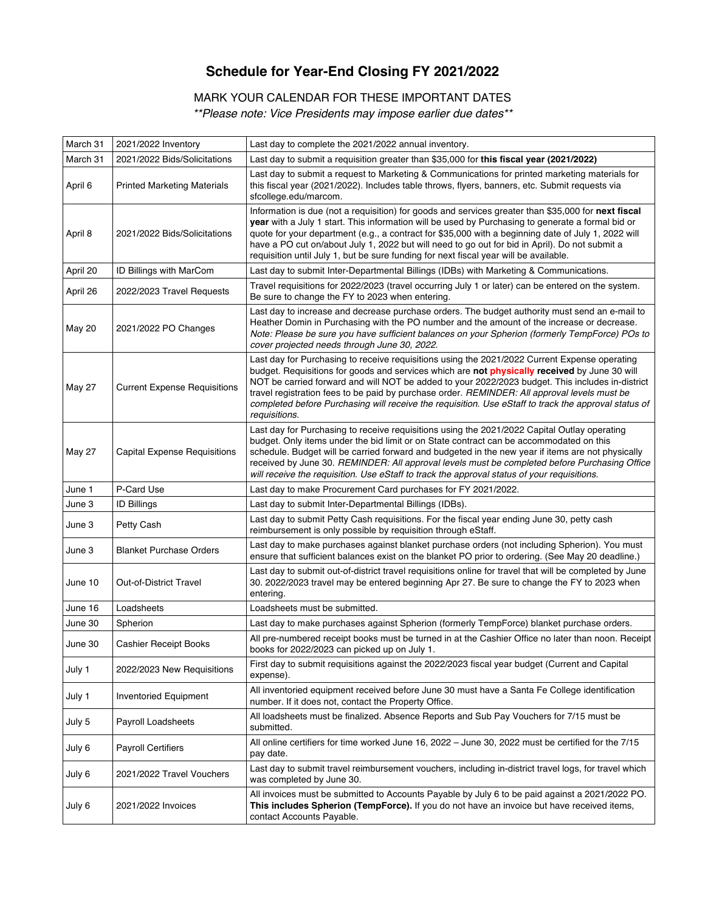# Schedule for Year-End Closing FY 2021/2022

MARK YOUR CALENDAR FOR THESE IMPORTANT DATES

*\*\*Please note: Vice Presidents may impose earlier due dates\*\**

| | | |
|---|---|---|
| March 31 | 2021/2022 Inventory | Last day to complete the 2021/2022 annual inventory. |
| March 31 | 2021/2022 Bids/Solicitations | Last day to submit a requisition greater than $35,000 for **this fiscal year (2021/2022)** |
| April 6 | Printed Marketing Materials | Last day to submit a request to Marketing & Communications for printed marketing materials for this fiscal year (2021/2022). Includes table throws, flyers, banners, etc. Submit requests via sfcollege.edu/marcom. |
| April 8 | 2021/2022 Bids/Solicitations | Information is due (not a requisition) for goods and services greater than $35,000 for **next fiscal year** with a July 1 start. This information will be used by Purchasing to generate a formal bid or quote for your department (e.g., a contract for $35,000 with a beginning date of July 1, 2022 will have a PO cut on/about July 1, 2022 but will need to go out for bid in April). Do not submit a requisition until July 1, but be sure funding for next fiscal year will be available. |
| April 20 | ID Billings with MarCom | Last day to submit Inter-Departmental Billings (IDBs) with Marketing & Communications. |
| April 26 | 2022/2023 Travel Requests | Travel requisitions for 2022/2023 (travel occurring July 1 or later) can be entered on the system. Be sure to change the FY to 2023 when entering. |
| May 20 | 2021/2022 PO Changes | Last day to increase and decrease purchase orders. The budget authority must send an e-mail to Heather Domin in Purchasing with the PO number and the amount of the increase or decrease. *Note: Please be sure you have sufficient balances on your Spherion (formerly TempForce) POs to cover projected needs through June 30, 2022.* |
| May 27 | Current Expense Requisitions | Last day for Purchasing to receive requisitions using the 2021/2022 Current Expense operating budget. Requisitions for goods and services which are **not physically received** by June 30 will NOT be carried forward and will NOT be added to your 2022/2023 budget. This includes in-district travel registration fees to be paid by purchase order. *REMINDER: All approval levels must be completed before Purchasing will receive the requisition. Use eStaff to track the approval status of requisitions.* |
| May 27 | Capital Expense Requisitions | Last day for Purchasing to receive requisitions using the 2021/2022 Capital Outlay operating budget. Only items under the bid limit or on State contract can be accommodated on this schedule. Budget will be carried forward and budgeted in the new year if items are not physically received by June 30. *REMINDER: All approval levels must be completed before Purchasing Office will receive the requisition. Use eStaff to track the approval status of your requisitions.* |
| June 1 | P-Card Use | Last day to make Procurement Card purchases for FY 2021/2022. |
| June 3 | ID Billings | Last day to submit Inter-Departmental Billings (IDBs). |
| June 3 | Petty Cash | Last day to submit Petty Cash requisitions. For the fiscal year ending June 30, petty cash reimbursement is only possible by requisition through eStaff. |
| June 3 | Blanket Purchase Orders | Last day to make purchases against blanket purchase orders (not including Spherion). You must ensure that sufficient balances exist on the blanket PO prior to ordering. (See May 20 deadline.) |
| June 10 | Out-of-District Travel | Last day to submit out-of-district travel requisitions online for travel that will be completed by June 30. 2022/2023 travel may be entered beginning Apr 27. Be sure to change the FY to 2023 when entering. |
| June 16 | Loadsheets | Loadsheets must be submitted. |
| June 30 | Spherion | Last day to make purchases against Spherion (formerly TempForce) blanket purchase orders. |
| June 30 | Cashier Receipt Books | All pre-numbered receipt books must be turned in at the Cashier Office no later than noon. Receipt books for 2022/2023 can picked up on July 1. |
| July 1 | 2022/2023 New Requisitions | First day to submit requisitions against the 2022/2023 fiscal year budget (Current and Capital expense). |
| July 1 | Inventoried Equipment | All inventoried equipment received before June 30 must have a Santa Fe College identification number. If it does not, contact the Property Office. |
| July 5 | Payroll Loadsheets | All loadsheets must be finalized. Absence Reports and Sub Pay Vouchers for 7/15 must be submitted. |
| July 6 | Payroll Certifiers | All online certifiers for time worked June 16, 2022 – June 30, 2022 must be certified for the 7/15 pay date. |
| July 6 | 2021/2022 Travel Vouchers | Last day to submit travel reimbursement vouchers, including in-district travel logs, for travel which was completed by June 30. |
| July 6 | 2021/2022 Invoices | All invoices must be submitted to Accounts Payable by July 6 to be paid against a 2021/2022 PO. **This includes Spherion (TempForce).** If you do not have an invoice but have received items, contact Accounts Payable. |